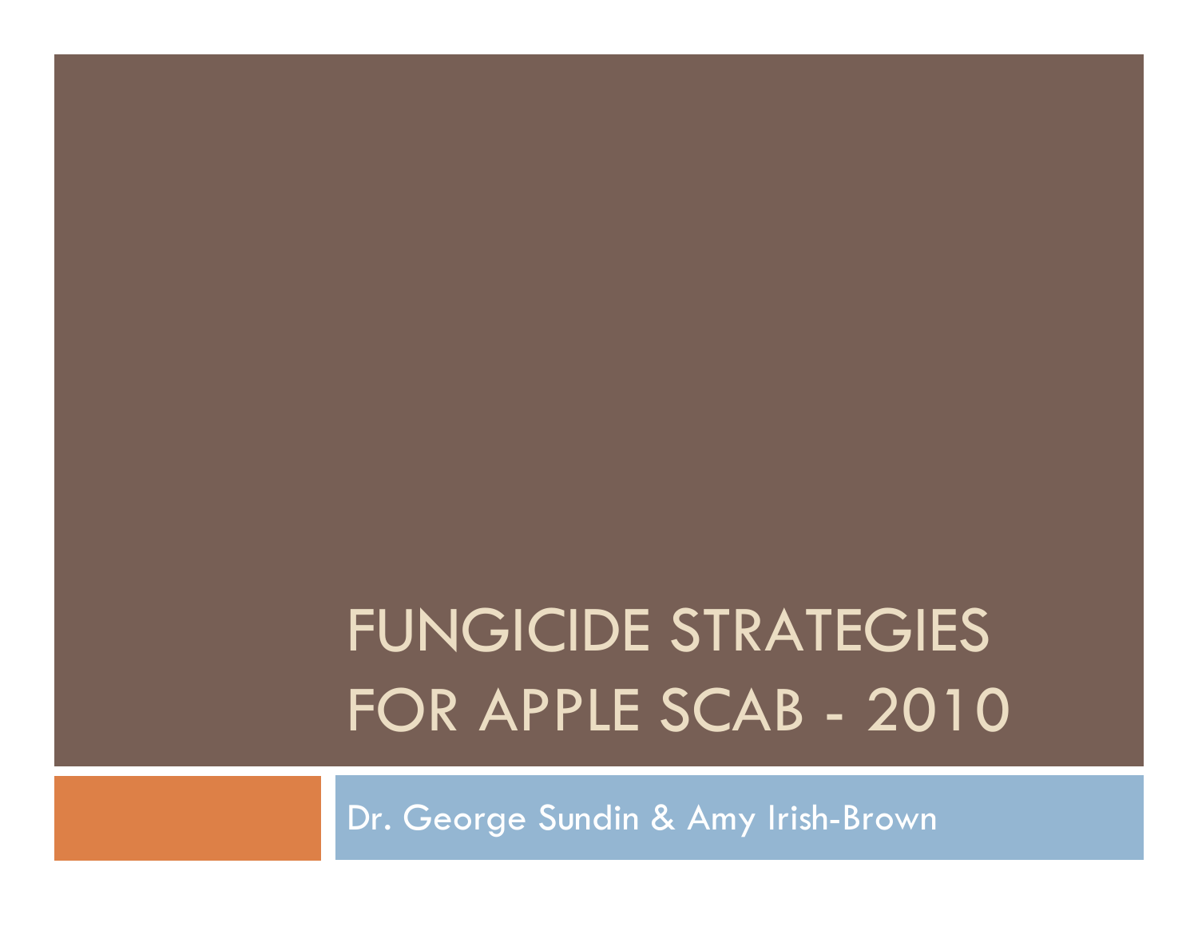# FUNGICIDE STRATEGIES FOR APPLE SCAB - 2010

Dr. George Sundin & Amy Irish-Brown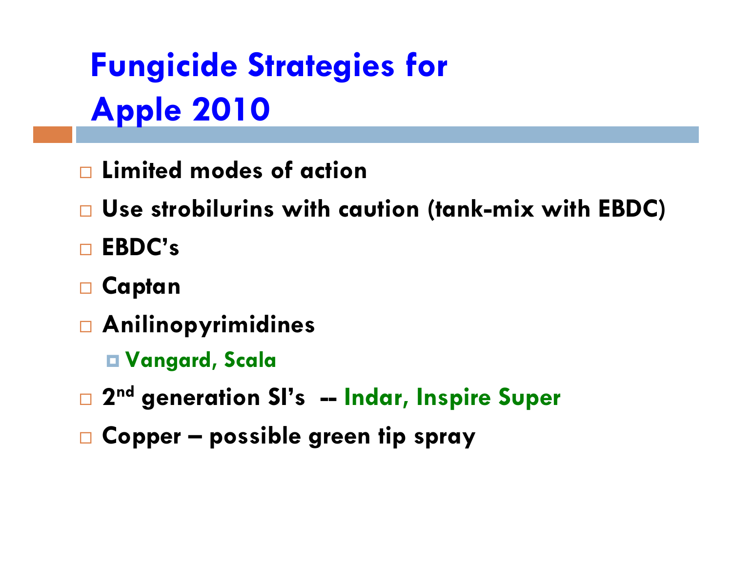# Fungicide Strategies for Apple 2010

- Limited modes of action
- Use strobilurins with caution (tank-mix with EBDC)
- EBDC's
- Captan
- Anilinopyrimidines
  - Vangard, Scala
- 2nd generation SI's -- Indar, Inspire Super
- Copper – possible green tip spray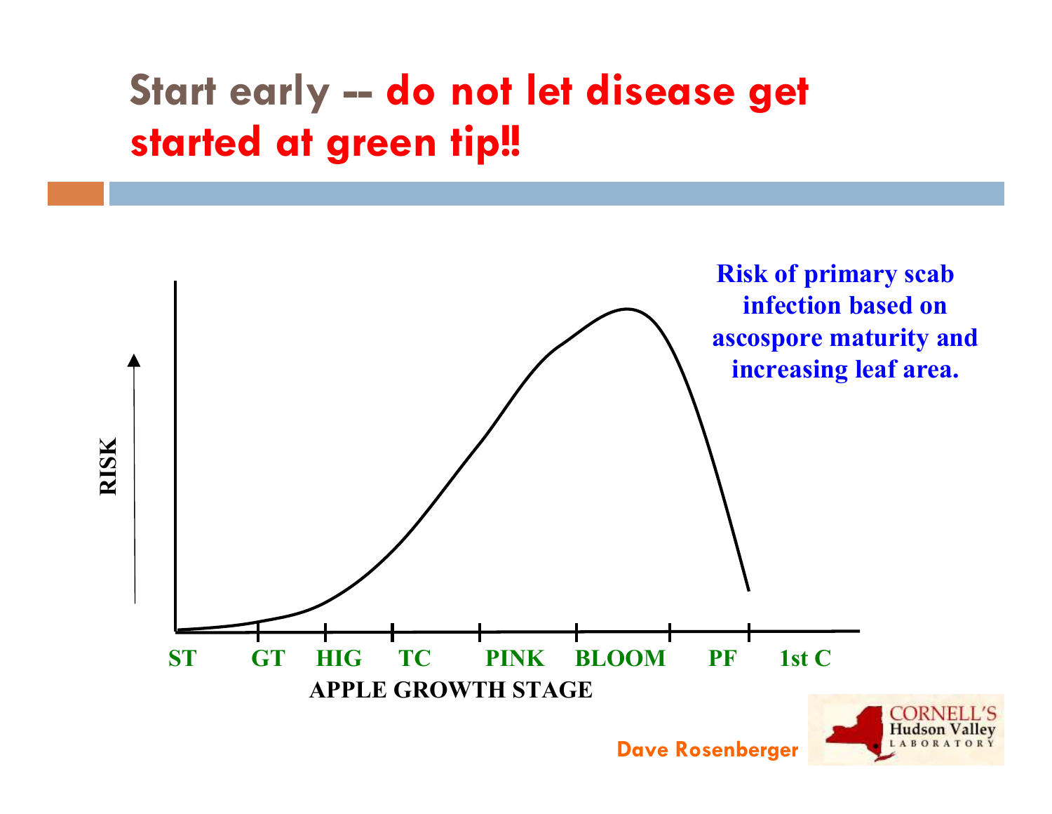# Start early -- do not let disease get started at green tip!!

Risk of primary scab infection based on ascospore maturity and increasing leaf area.

RISK

ST GT HIG TC PINK BLOOM PF 1st C

APPLE GROWTH STAGE

Dave Rosenberger

CORNELL'S Hudson Valley LABORATORY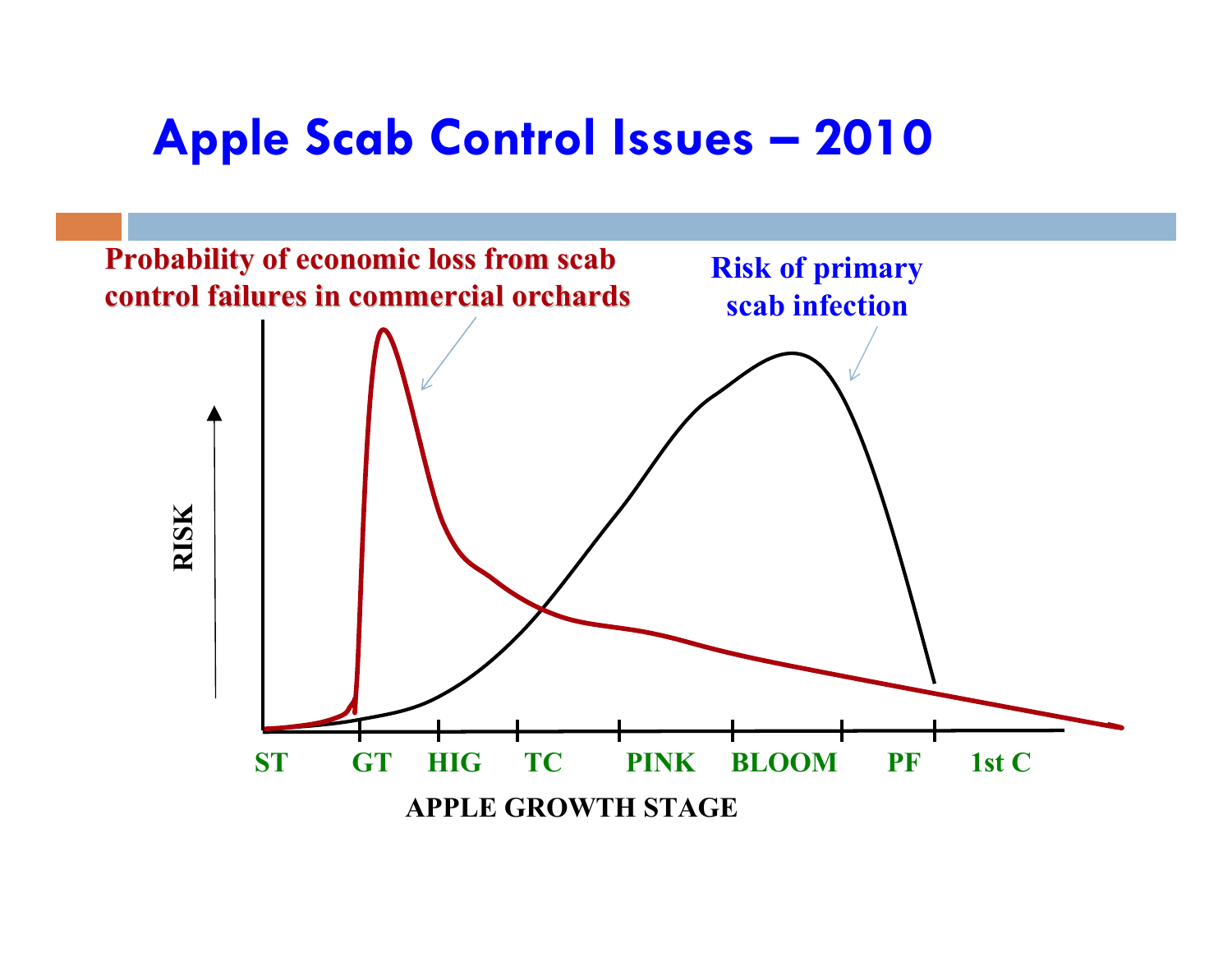# Apple Scab Control Issues – 2010

Probability of economic loss from scab control failures in commercial orchards

Risk of primary scab infection

RISK

ST GT HIG TC PINK BLOOM PF 1st C

APPLE GROWTH STAGE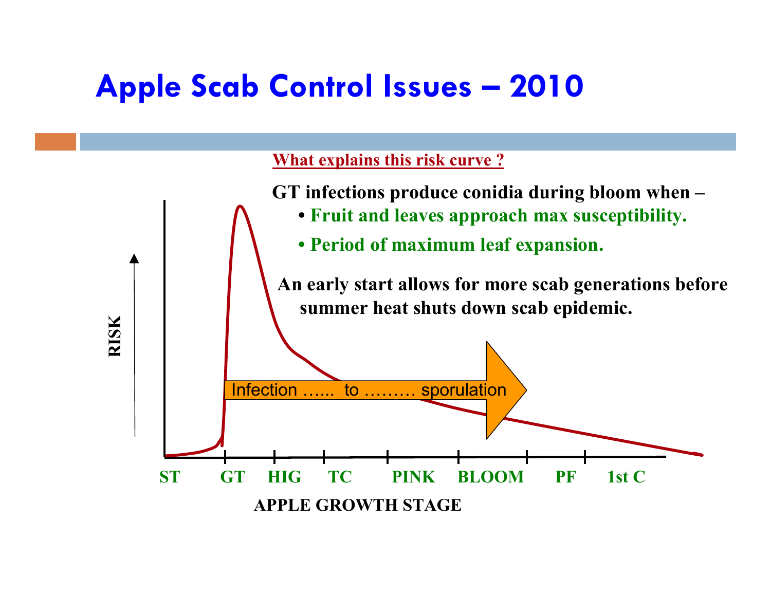# Apple Scab Control Issues – 2010

**What explains this risk curve ?**

**GT infections produce conidia during bloom when –**

- **Fruit and leaves approach max susceptibility.**
- **Period of maximum leaf expansion.**

**An early start allows for more scab generations before summer heat shuts down scab epidemic.**

RISK

Infection …... to ……… sporulation

ST GT HIG TC PINK BLOOM PF 1st C

APPLE GROWTH STAGE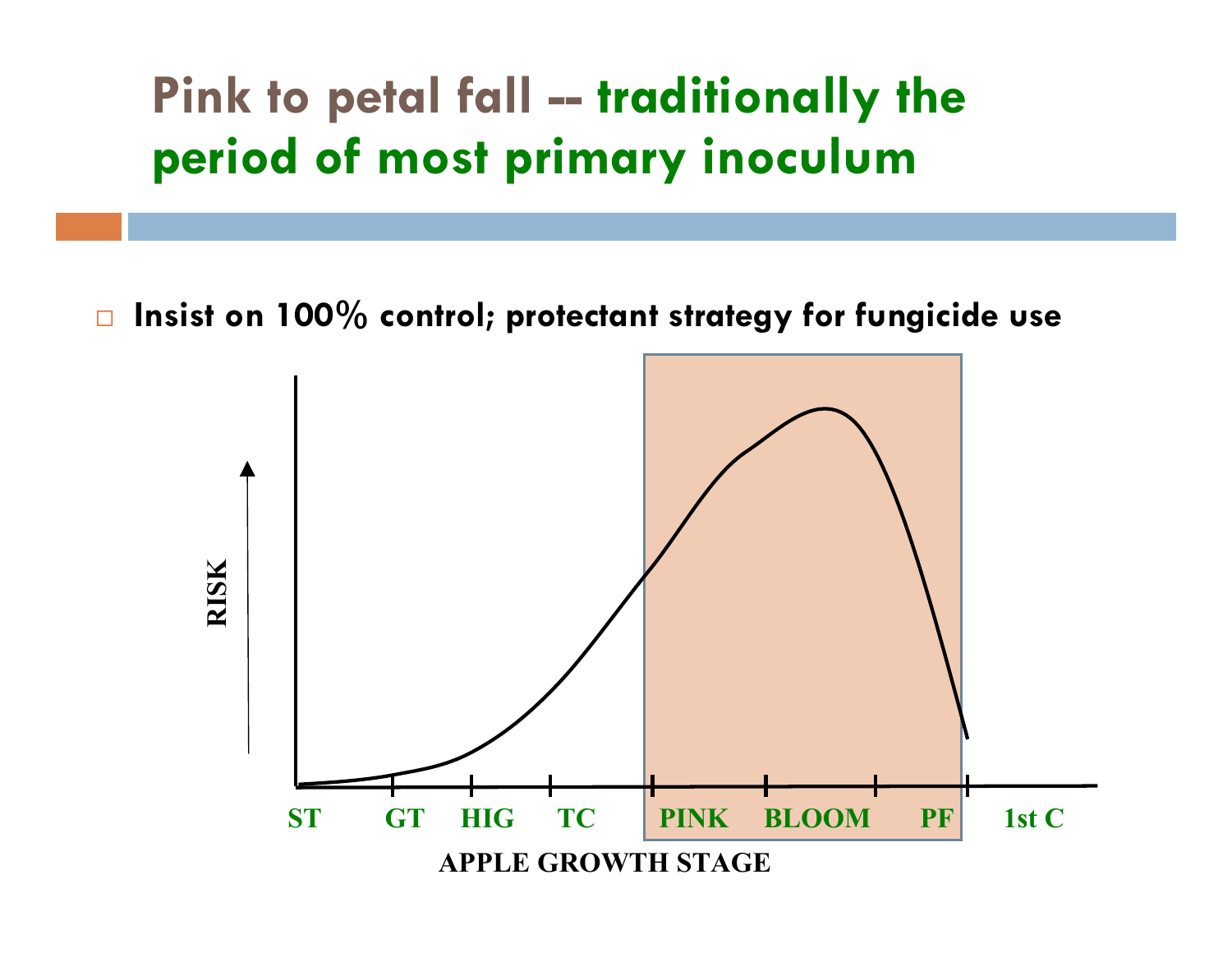# Pink to petal fall -- traditionally the period of most primary inoculum

- Insist on 100% control; protectant strategy for fungicide use

RISK

ST GT HIG TC PINK BLOOM PF 1st C

APPLE GROWTH STAGE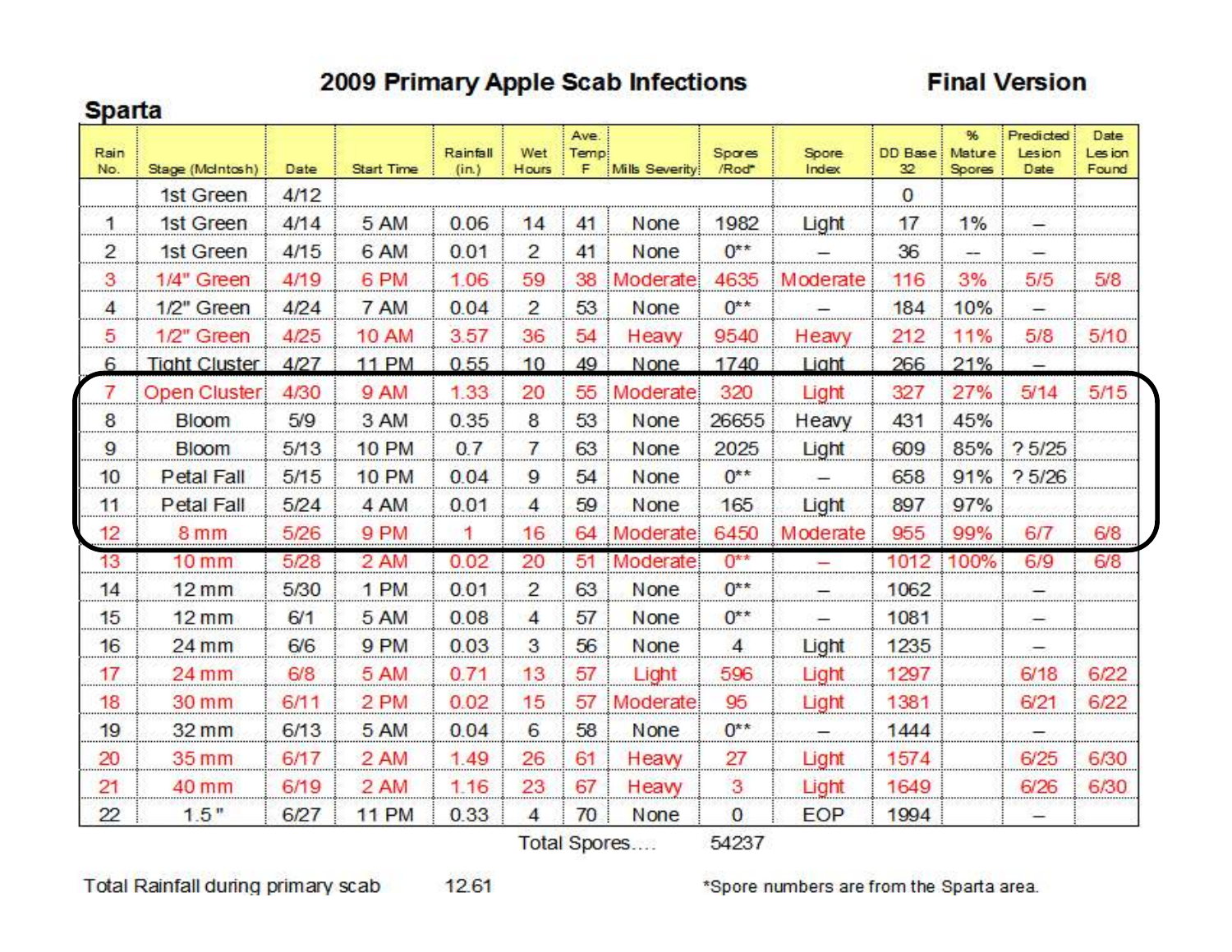# 2009 Primary Apple Scab Infections

**Final Version**

## Sparta

| Rain No. | Stage (McIntosh) | Date | Start Time | Rainfall (in.) | Wet Hours | Ave. Temp F | Mills Severity | Spores /Rod* | Spore Index | DD Base 32 | % Mature Spores | Predicted Lesion Date | Date Lesion Found |
|---|---|---|---|---|---|---|---|---|---|---|---|---|---|
| | 1st Green | 4/12 | | | | | | | | 0 | | | |
| 1 | 1st Green | 4/14 | 5 AM | 0.06 | 14 | 41 | None | 1982 | Light | 17 | 1% | – | |
| 2 | 1st Green | 4/15 | 6 AM | 0.01 | 2 | 41 | None | 0** | – | 36 | – | – | |
| 3 | 1/4" Green | 4/19 | 6 PM | 1.06 | 59 | 38 | Moderate | 4635 | Moderate | 116 | 3% | 5/5 | 5/8 |
| 4 | 1/2" Green | 4/24 | 7 AM | 0.04 | 2 | 53 | None | 0** | – | 184 | 10% | – | |
| 5 | 1/2" Green | 4/25 | 10 AM | 3.57 | 36 | 54 | Heavy | 9540 | Heavy | 212 | 11% | 5/8 | 5/10 |
| 6 | Tight Cluster | 4/27 | 11 PM | 0.55 | 10 | 49 | None | 1740 | Light | 266 | 21% | – | |
| 7 | Open Cluster | 4/30 | 9 AM | 1.33 | 20 | 55 | Moderate | 320 | Light | 327 | 27% | 5/14 | 5/15 |
| 8 | Bloom | 5/9 | 3 AM | 0.35 | 8 | 53 | None | 26655 | Heavy | 431 | 45% | | |
| 9 | Bloom | 5/13 | 10 PM | 0.7 | 7 | 63 | None | 2025 | Light | 609 | 85% | ? 5/25 | |
| 10 | Petal Fall | 5/15 | 10 PM | 0.04 | 9 | 54 | None | 0** | – | 658 | 91% | ? 5/26 | |
| 11 | Petal Fall | 5/24 | 4 AM | 0.01 | 4 | 59 | None | 165 | Light | 897 | 97% | | |
| 12 | 8 mm | 5/26 | 9 PM | 1 | 16 | 64 | Moderate | 6450 | Moderate | 955 | 99% | 6/7 | 6/8 |
| 13 | 10 mm | 5/28 | 2 AM | 0.02 | 20 | 51 | Moderate | 0** | – | 1012 | 100% | 6/9 | 6/8 |
| 14 | 12 mm | 5/30 | 1 PM | 0.01 | 2 | 63 | None | 0** | – | 1062 | | – | |
| 15 | 12 mm | 6/1 | 5 AM | 0.08 | 4 | 57 | None | 0** | – | 1081 | | – | |
| 16 | 24 mm | 6/6 | 9 PM | 0.03 | 3 | 56 | None | 4 | Light | 1235 | | – | |
| 17 | 24 mm | 6/8 | 5 AM | 0.71 | 13 | 57 | Light | 596 | Light | 1297 | | 6/18 | 6/22 |
| 18 | 30 mm | 6/11 | 2 PM | 0.02 | 15 | 57 | Moderate | 95 | Light | 1381 | | 6/21 | 6/22 |
| 19 | 32 mm | 6/13 | 5 AM | 0.04 | 6 | 58 | None | 0** | – | 1444 | | – | |
| 20 | 35 mm | 6/17 | 2 AM | 1.49 | 26 | 61 | Heavy | 27 | Light | 1574 | | 6/25 | 6/30 |
| 21 | 40 mm | 6/19 | 2 AM | 1.16 | 23 | 67 | Heavy | 3 | Light | 1649 | | 6/26 | 6/30 |
| 22 | 1.5" | 6/27 | 11 PM | 0.33 | 4 | 70 | None | 0 | EOP | 1994 | | – | |
| | | | | | | Total Spores.... | | 54237 | | | | | |

Total Rainfall during primary scab 12.61

*Spore numbers are from the Sparta area.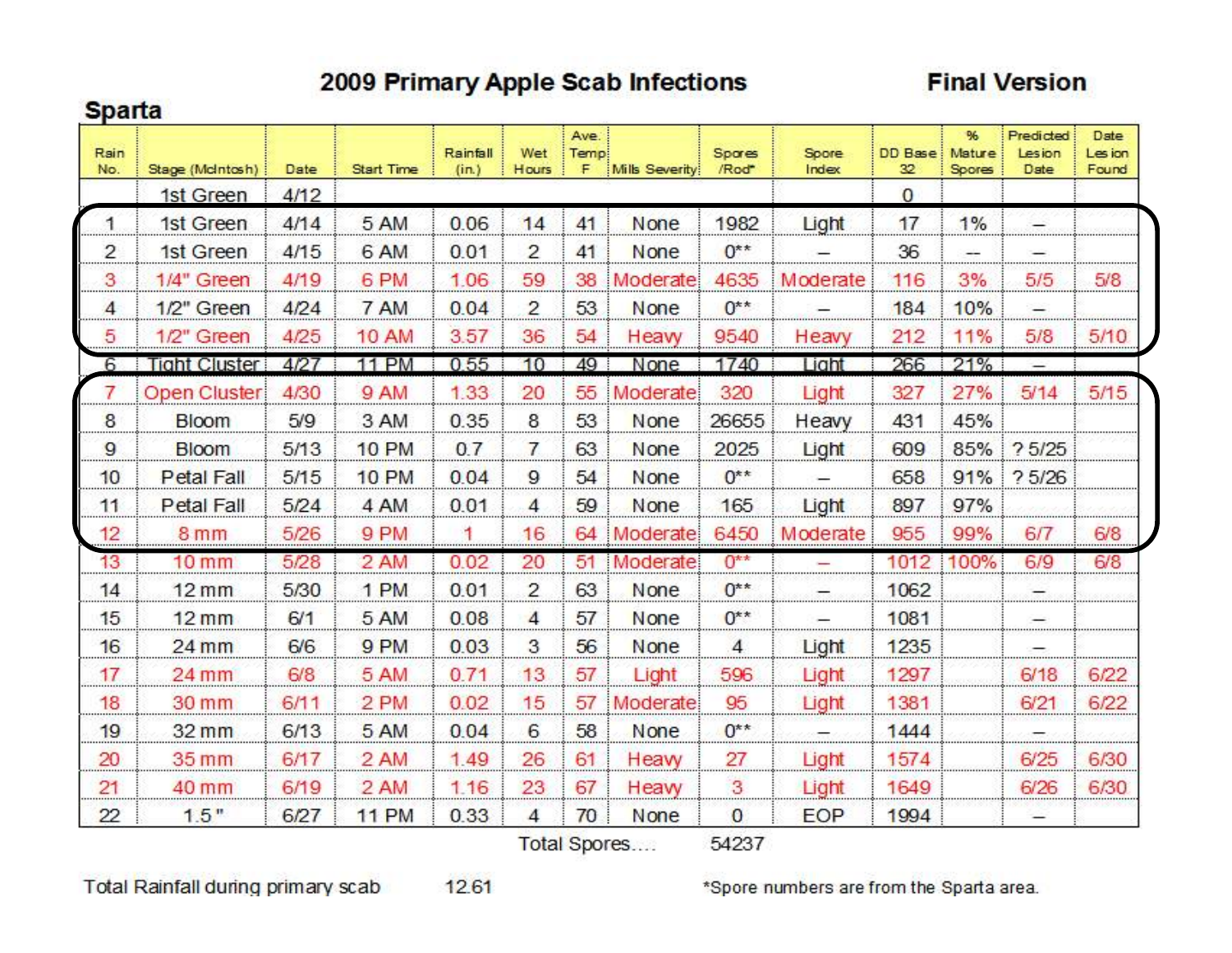# 2009 Primary Apple Scab Infections

**Final Version**

## Sparta

| Rain No. | Stage (McIntosh) | Date | Start Time | Rainfall (in.) | Wet Hours | Ave. Temp F | Mills Severity | Spores /Rod* | Spore Index | DD Base 32 | % Mature Spores | Predicted Lesion Date | Date Lesion Found |
|---|---|---|---|---|---|---|---|---|---|---|---|---|---|
| | 1st Green | 4/12 | | | | | | | | 0 | | | |
| 1 | 1st Green | 4/14 | 5 AM | 0.06 | 14 | 41 | None | 1982 | Light | 17 | 1% | – | |
| 2 | 1st Green | 4/15 | 6 AM | 0.01 | 2 | 41 | None | 0** | – | 36 | -- | – | |
| 3 | 1/4" Green | 4/19 | 6 PM | 1.06 | 59 | 38 | Moderate | 4635 | Moderate | 116 | 3% | 5/5 | 5/8 |
| 4 | 1/2" Green | 4/24 | 7 AM | 0.04 | 2 | 53 | None | 0** | – | 184 | 10% | – | |
| 5 | 1/2" Green | 4/25 | 10 AM | 3.57 | 36 | 54 | Heavy | 9540 | Heavy | 212 | 11% | 5/8 | 5/10 |
| 6 | Tight Cluster | 4/27 | 11 PM | 0.55 | 10 | 49 | None | 1740 | Light | 266 | 21% | – | |
| 7 | Open Cluster | 4/30 | 9 AM | 1.33 | 20 | 55 | Moderate | 320 | Light | 327 | 27% | 5/14 | 5/15 |
| 8 | Bloom | 5/9 | 3 AM | 0.35 | 8 | 53 | None | 26655 | Heavy | 431 | 45% | | |
| 9 | Bloom | 5/13 | 10 PM | 0.7 | 7 | 63 | None | 2025 | Light | 609 | 85% | ? 5/25 | |
| 10 | Petal Fall | 5/15 | 10 PM | 0.04 | 9 | 54 | None | 0** | – | 658 | 91% | ? 5/26 | |
| 11 | Petal Fall | 5/24 | 4 AM | 0.01 | 4 | 59 | None | 165 | Light | 897 | 97% | | |
| 12 | 8 mm | 5/26 | 9 PM | 1 | 16 | 64 | Moderate | 6450 | Moderate | 955 | 99% | 6/7 | 6/8 |
| 13 | 10 mm | 5/28 | 2 AM | 0.02 | 20 | 51 | Moderate | 0** | – | 1012 | 100% | 6/9 | 6/8 |
| 14 | 12 mm | 5/30 | 1 PM | 0.01 | 2 | 63 | None | 0** | – | 1062 | | – | |
| 15 | 12 mm | 6/1 | 5 AM | 0.08 | 4 | 57 | None | 0** | – | 1081 | | – | |
| 16 | 24 mm | 6/6 | 9 PM | 0.03 | 3 | 56 | None | 4 | Light | 1235 | | – | |
| 17 | 24 mm | 6/8 | 5 AM | 0.71 | 13 | 57 | Light | 596 | Light | 1297 | | 6/18 | 6/22 |
| 18 | 30 mm | 6/11 | 2 PM | 0.02 | 15 | 57 | Moderate | 95 | Light | 1381 | | 6/21 | 6/22 |
| 19 | 32 mm | 6/13 | 5 AM | 0.04 | 6 | 58 | None | 0** | – | 1444 | | – | |
| 20 | 35 mm | 6/17 | 2 AM | 1.49 | 26 | 61 | Heavy | 27 | Light | 1574 | | 6/25 | 6/30 |
| 21 | 40 mm | 6/19 | 2 AM | 1.16 | 23 | 67 | Heavy | 3 | Light | 1649 | | 6/26 | 6/30 |
| 22 | 1.5" | 6/27 | 11 PM | 0.33 | 4 | 70 | None | 0 | EOP | 1994 | | – | |
| | | | | | | | Total Spores.... | 54237 | | | | | |

Total Rainfall during primary scab 12.61

*Spore numbers are from the Sparta area.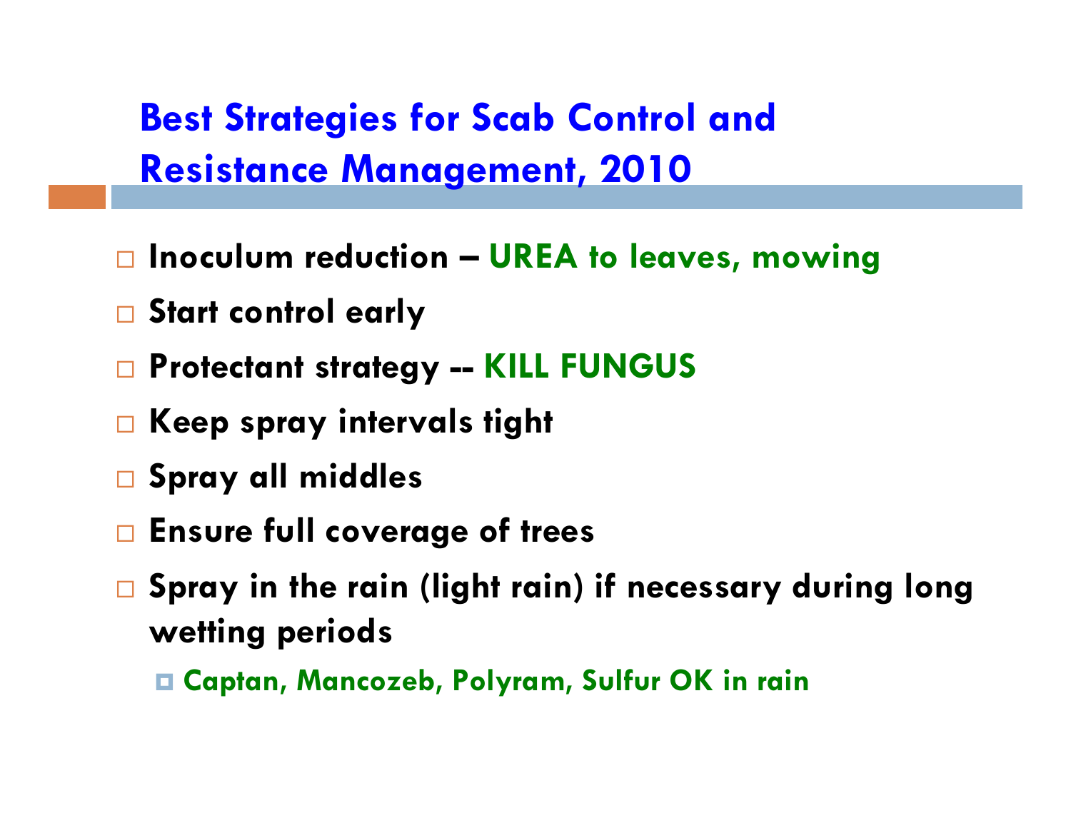# Best Strategies for Scab Control and Resistance Management, 2010

- Inoculum reduction – UREA to leaves, mowing
- Start control early
- Protectant strategy -- KILL FUNGUS
- Keep spray intervals tight
- Spray all middles
- Ensure full coverage of trees
- Spray in the rain (light rain) if necessary during long wetting periods
  - Captan, Mancozeb, Polyram, Sulfur OK in rain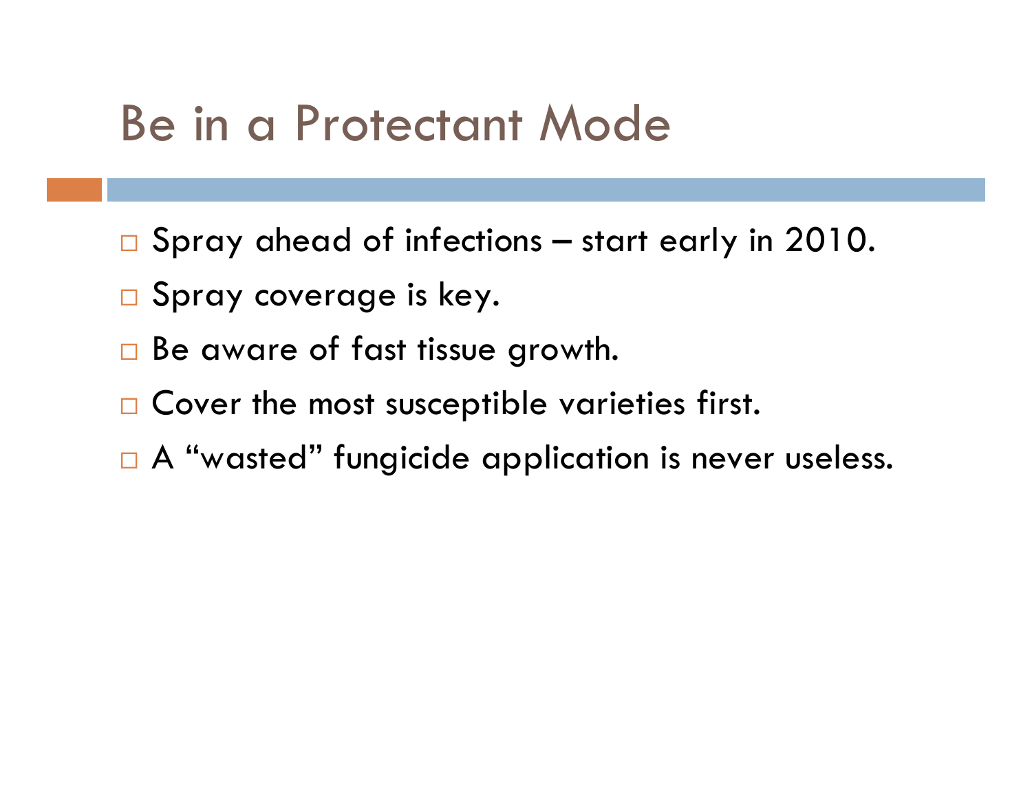# Be in a Protectant Mode

- Spray ahead of infections – start early in 2010.
- Spray coverage is key.
- Be aware of fast tissue growth.
- Cover the most susceptible varieties first.
- A “wasted” fungicide application is never useless.